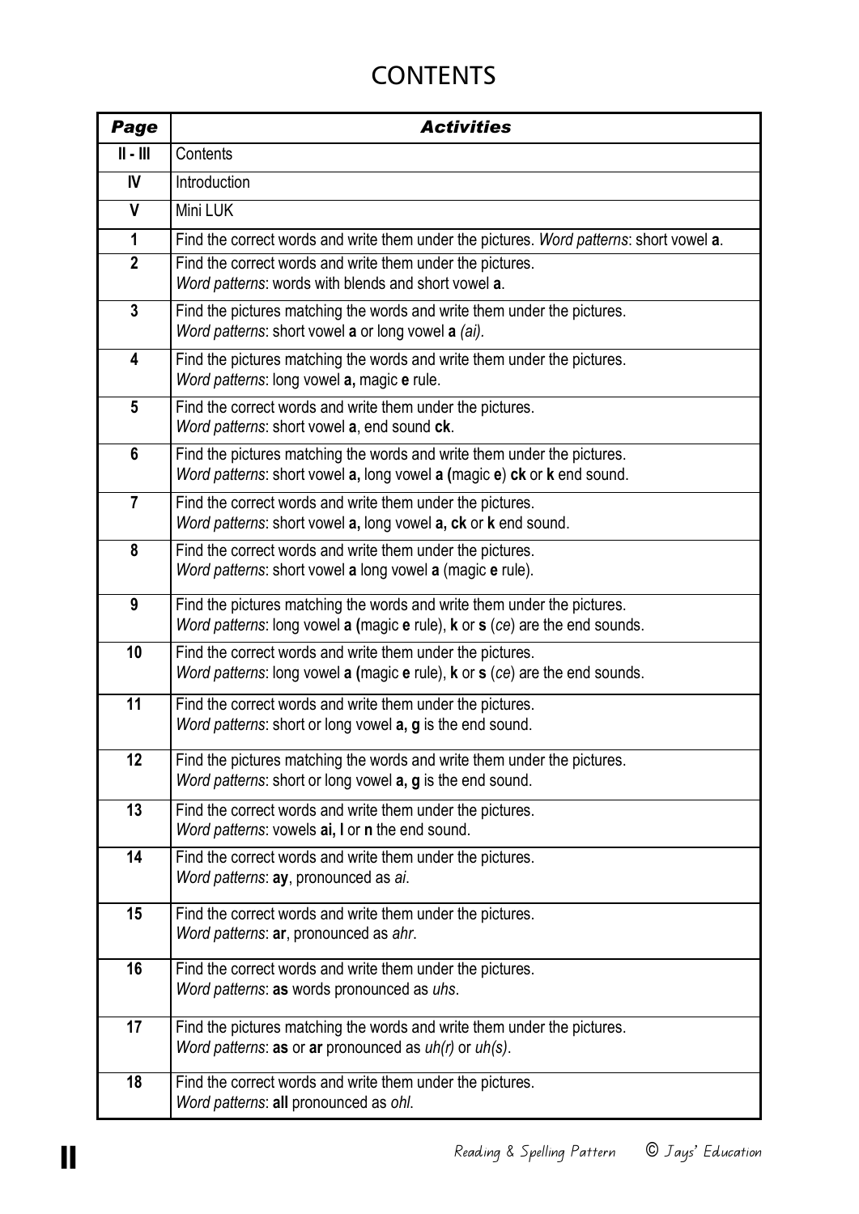# CONTENTS

| *Page* | *Activities* |
|---|---|
| **II - III** | Contents |
| **IV** | Introduction |
| **V** | Mini LUK |
| **1** | Find the correct words and write them under the pictures. *Word patterns*: short vowel **a**. |
| **2** | Find the correct words and write them under the pictures. *Word patterns*: words with blends and short vowel **a**. |
| **3** | Find the pictures matching the words and write them under the pictures. *Word patterns*: short vowel **a** or long vowel **a** *(ai)*. |
| **4** | Find the pictures matching the words and write them under the pictures. *Word patterns*: long vowel **a,** magic **e** rule. |
| **5** | Find the correct words and write them under the pictures. *Word patterns*: short vowel **a**, end sound **ck**. |
| **6** | Find the pictures matching the words and write them under the pictures. *Word patterns*: short vowel **a,** long vowel **a (**magic **e**) **ck** or **k** end sound. |
| **7** | Find the correct words and write them under the pictures. *Word patterns*: short vowel **a,** long vowel **a, ck** or **k** end sound. |
| **8** | Find the correct words and write them under the pictures. *Word patterns*: short vowel **a** long vowel **a** (magic **e** rule). |
| **9** | Find the pictures matching the words and write them under the pictures. *Word patterns*: long vowel **a (**magic **e** rule), **k** or **s** (*ce*) are the end sounds. |
| **10** | Find the correct words and write them under the pictures. *Word patterns*: long vowel **a (**magic **e** rule), **k** or **s** (*ce*) are the end sounds. |
| **11** | Find the correct words and write them under the pictures. *Word patterns*: short or long vowel **a, g** is the end sound. |
| **12** | Find the pictures matching the words and write them under the pictures. *Word patterns*: short or long vowel **a, g** is the end sound. |
| **13** | Find the correct words and write them under the pictures. *Word patterns*: vowels **ai, l** or **n** the end sound. |
| **14** | Find the correct words and write them under the pictures. *Word patterns*: **ay**, pronounced as *ai*. |
| **15** | Find the correct words and write them under the pictures. *Word patterns*: **ar**, pronounced as *ahr*. |
| **16** | Find the correct words and write them under the pictures. *Word patterns*: **as** words pronounced as *uhs*. |
| **17** | Find the pictures matching the words and write them under the pictures. *Word patterns*: **as** or **ar** pronounced as *uh(r)* or *uh(s)*. |
| **18** | Find the correct words and write them under the pictures. *Word patterns*: **all** pronounced as *ohl*. |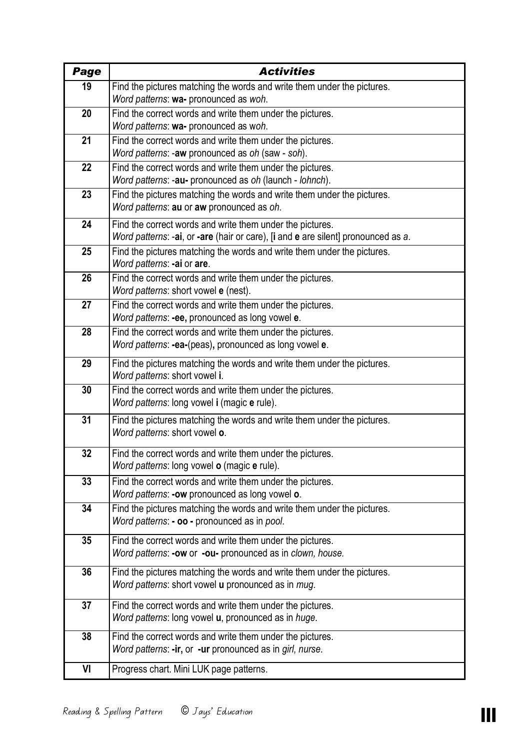| ***Page*** | ***Activities*** |
|---|---|
| 19 | Find the pictures matching the words and write them under the pictures.<br>*Word patterns*: **wa-** pronounced as *woh*. |
| 20 | Find the correct words and write them under the pictures.<br>*Word patterns*: **wa-** pronounced as w*oh*. |
| 21 | Find the correct words and write them under the pictures.<br>*Word patterns*: -**aw** pronounced as *oh* (saw - *soh*). |
| 22 | Find the correct words and write them under the pictures.<br>*Word patterns*: -**au-** pronounced as *oh* (launch - *lohnch*). |
| 23 | Find the pictures matching the words and write them under the pictures.<br>*Word patterns*: **au** or **aw** pronounced as *oh*. |
| 24 | Find the correct words and write them under the pictures.<br>*Word patterns*: -**ai**, or **-are** (hair or care), [**i** and **e** are silent] pronounced as *a*. |
| 25 | Find the pictures matching the words and write them under the pictures.<br>*Word patterns*: **-ai** or **are**. |
| 26 | Find the correct words and write them under the pictures.<br>*Word patterns*: short vowel **e** (nest). |
| 27 | Find the correct words and write them under the pictures.<br>*Word patterns*: **-ee,** pronounced as long vowel **e**. |
| 28 | Find the correct words and write them under the pictures.<br>*Word patterns*: **-ea-**(peas)**,** pronounced as long vowel **e**. |
| 29 | Find the pictures matching the words and write them under the pictures.<br>*Word patterns*: short vowel **i**. |
| 30 | Find the correct words and write them under the pictures.<br>*Word patterns*: long vowel **i** (magic **e** rule). |
| 31 | Find the pictures matching the words and write them under the pictures.<br>*Word patterns*: short vowel **o**. |
| 32 | Find the correct words and write them under the pictures.<br>*Word patterns*: long vowel **o** (magic **e** rule). |
| 33 | Find the correct words and write them under the pictures.<br>*Word patterns*: **-ow** pronounced as long vowel **o**. |
| 34 | Find the pictures matching the words and write them under the pictures.<br>*Word patterns*: **- oo -** pronounced as in *pool*. |
| 35 | Find the correct words and write them under the pictures.<br>*Word patterns*: **-ow** or **-ou-** pronounced as in *clown, house.* |
| 36 | Find the pictures matching the words and write them under the pictures.<br>*Word patterns*: short vowel **u** pronounced as in *mug*. |
| 37 | Find the correct words and write them under the pictures.<br>*Word patterns*: long vowel **u**, pronounced as in *huge*. |
| 38 | Find the correct words and write them under the pictures.<br>*Word patterns*: **-ir,** or **-ur** pronounced as in *girl, nurse.* |
| VI | Progress chart. Mini LUK page patterns. |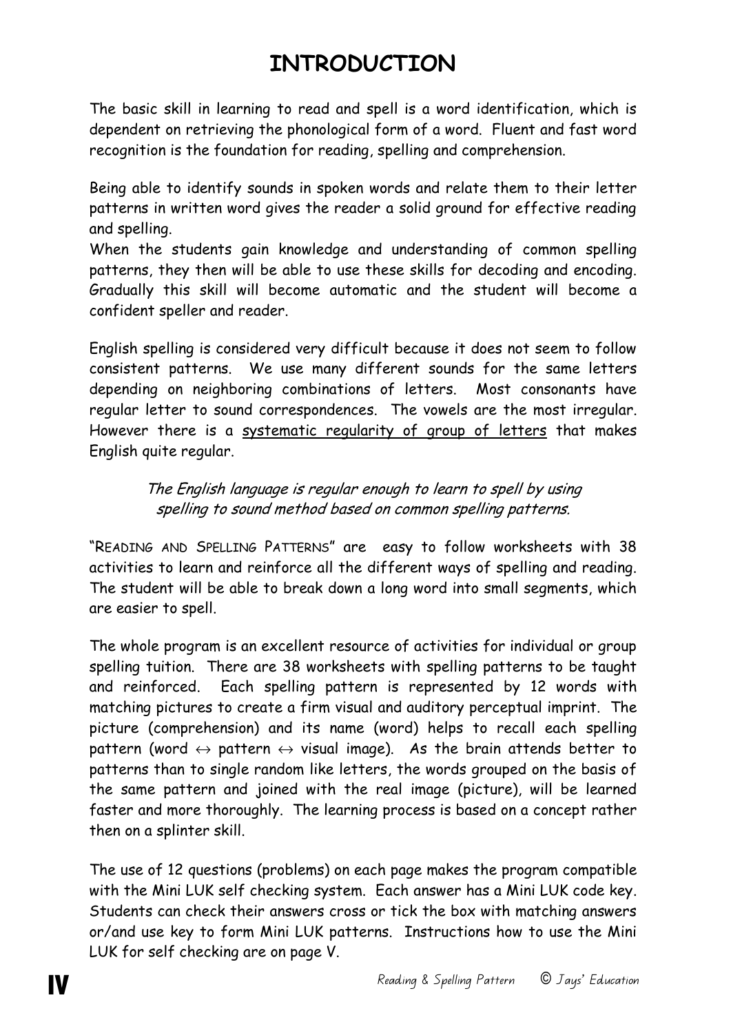# INTRODUCTION

The basic skill in learning to read and spell is a word identification, which is dependent on retrieving the phonological form of a word. Fluent and fast word recognition is the foundation for reading, spelling and comprehension.

Being able to identify sounds in spoken words and relate them to their letter patterns in written word gives the reader a solid ground for effective reading and spelling.
When the students gain knowledge and understanding of common spelling patterns, they then will be able to use these skills for decoding and encoding. Gradually this skill will become automatic and the student will become a confident speller and reader.

English spelling is considered very difficult because it does not seem to follow consistent patterns. We use many different sounds for the same letters depending on neighboring combinations of letters. Most consonants have regular letter to sound correspondences. The vowels are the most irregular. However there is a <u>systematic regularity of group of letters</u> that makes English quite regular.

*The English language is regular enough to learn to spell by using spelling to sound method based on common spelling patterns.*

"READING AND SPELLING PATTERNS" are easy to follow worksheets with 38 activities to learn and reinforce all the different ways of spelling and reading. The student will be able to break down a long word into small segments, which are easier to spell.

The whole program is an excellent resource of activities for individual or group spelling tuition. There are 38 worksheets with spelling patterns to be taught and reinforced. Each spelling pattern is represented by 12 words with matching pictures to create a firm visual and auditory perceptual imprint. The picture (comprehension) and its name (word) helps to recall each spelling pattern (word ↔ pattern ↔ visual image). As the brain attends better to patterns than to single random like letters, the words grouped on the basis of the same pattern and joined with the real image (picture), will be learned faster and more thoroughly. The learning process is based on a concept rather then on a splinter skill.

The use of 12 questions (problems) on each page makes the program compatible with the Mini LUK self checking system. Each answer has a Mini LUK code key. Students can check their answers cross or tick the box with matching answers or/and use key to form Mini LUK patterns. Instructions how to use the Mini LUK for self checking are on page V.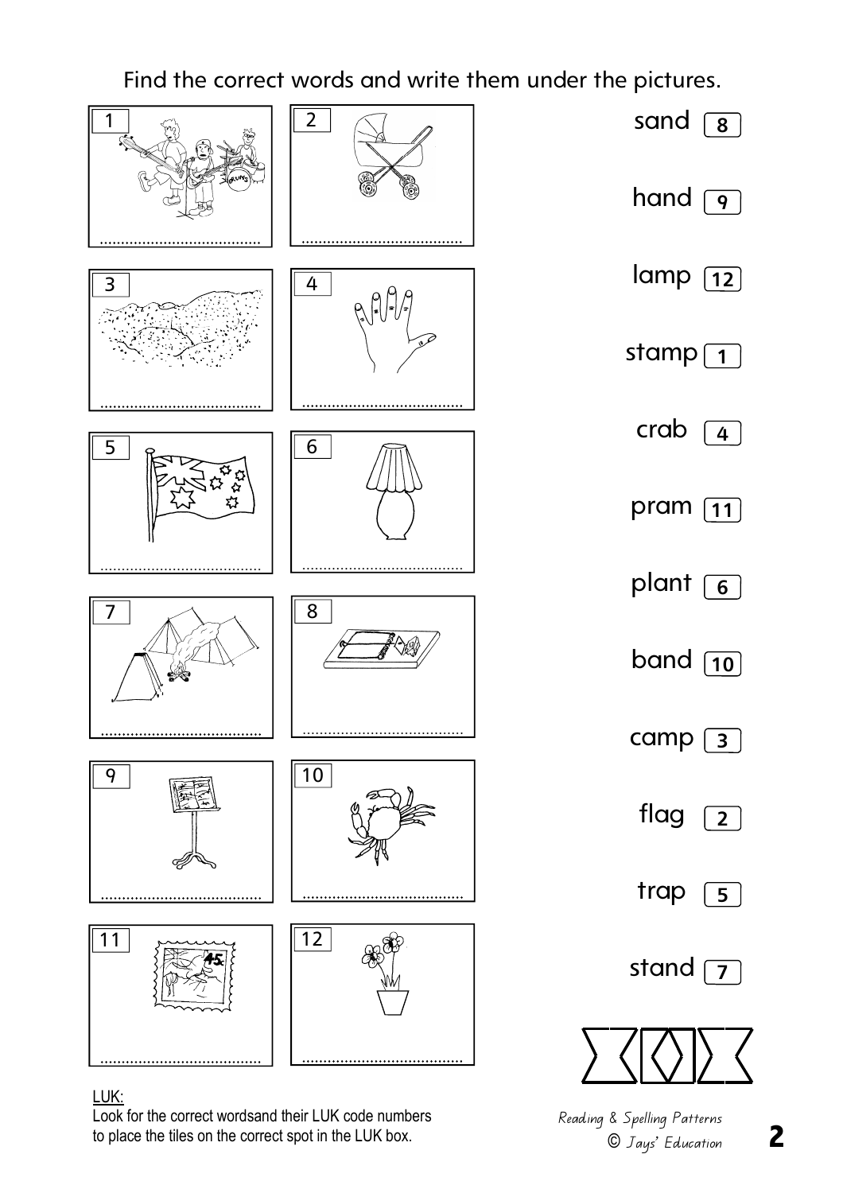Find the correct words and write them under the pictures.

| | |
|---|---|
| 1 ........................ | 2 ........................ |
| 3 ........................ | 4 ........................ |
| 5 ........................ | 6 ........................ |
| 7 ........................ | 8 ........................ |
| 9 ........................ | 10 ........................ |
| 11 ........................ | 12 ........................ |

| Word | LUK code |
|---|---|
| sand | 8 |
| hand | 9 |
| lamp | 12 |
| stamp | 1 |
| crab | 4 |
| pram | 11 |
| plant | 6 |
| band | 10 |
| camp | 3 |
| flag | 2 |
| trap | 5 |
| stand | 7 |

LUK:
Look for the correct wordsand their LUK code numbers to place the tiles on the correct spot in the LUK box.

*Reading & Spelling Patterns*
*© Jays' Education*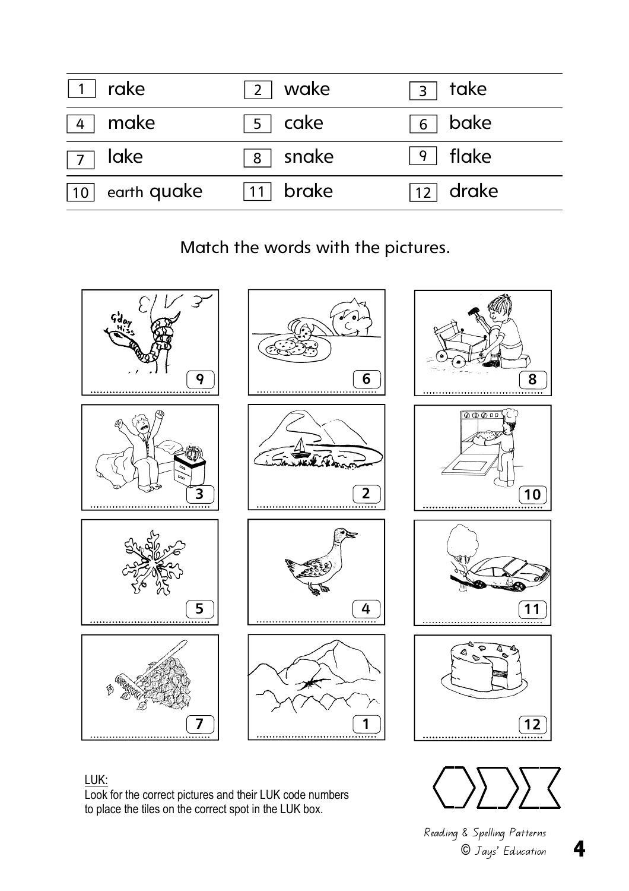| | | |
|---|---|---|
| 1 rake | 2 wake | 3 take |
| 4 make | 5 cake | 6 bake |
| 7 lake | 8 snake | 9 flake |
| 10 earth quake | 11 brake | 12 drake |

Match the words with the pictures.

| | | |
|---|---|---|
| 9 ………………… | 6 ………………… | 8 ………………… |
| 3 ………………… | 2 ………………… | 10 ………………… |
| 5 ………………… | 4 ………………… | 11 ………………… |
| 7 ………………… | 1 ………………… | 12 ………………… |

LUK:
Look for the correct pictures and their LUK code numbers to place the tiles on the correct spot in the LUK box.

*Reading & Spelling Patterns*
*© Jays' Education*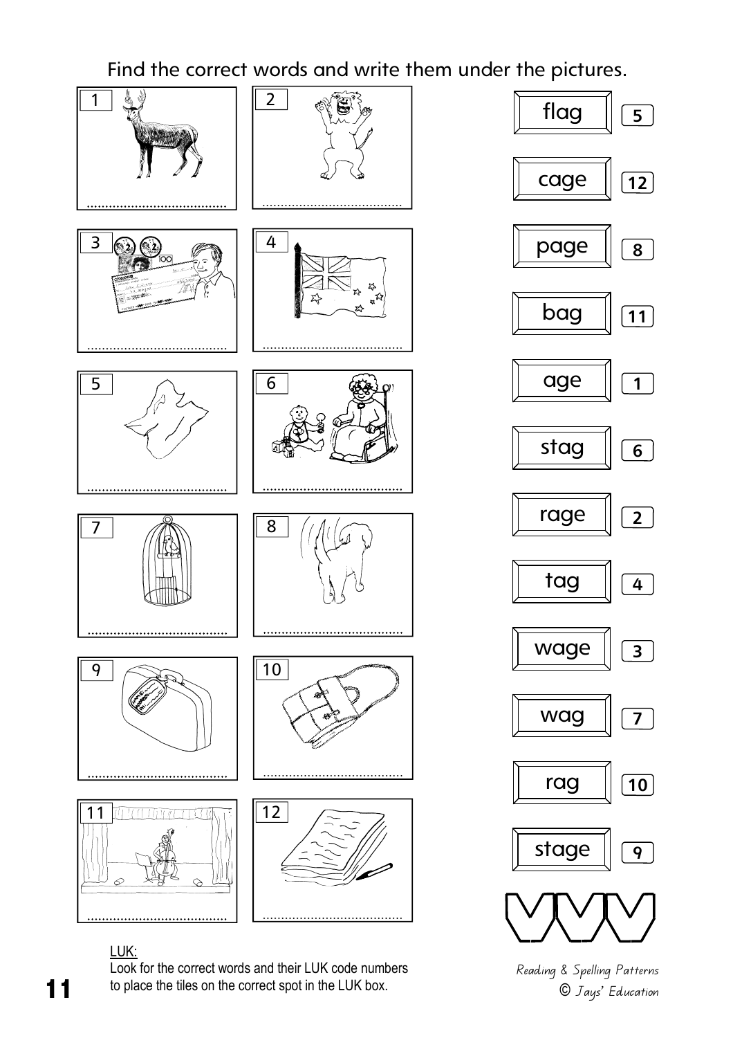Find the correct words and write them under the pictures.

1 ......................................

2 ......................................

3 ......................................

4 ......................................

5 ......................................

6 ......................................

7 ......................................

8 ......................................

9 ......................................

10 ......................................

11 ......................................

12 ......................................

| Word | LUK |
| --- | --- |
| flag | 5 |
| cage | 12 |
| page | 8 |
| bag | 11 |
| age | 1 |
| stag | 6 |
| rage | 2 |
| tag | 4 |
| wage | 3 |
| wag | 7 |
| rag | 10 |
| stage | 9 |

LUK:
Look for the correct words and their LUK code numbers to place the tiles on the correct spot in the LUK box.

*Reading & Spelling Patterns*
*© Jays' Education*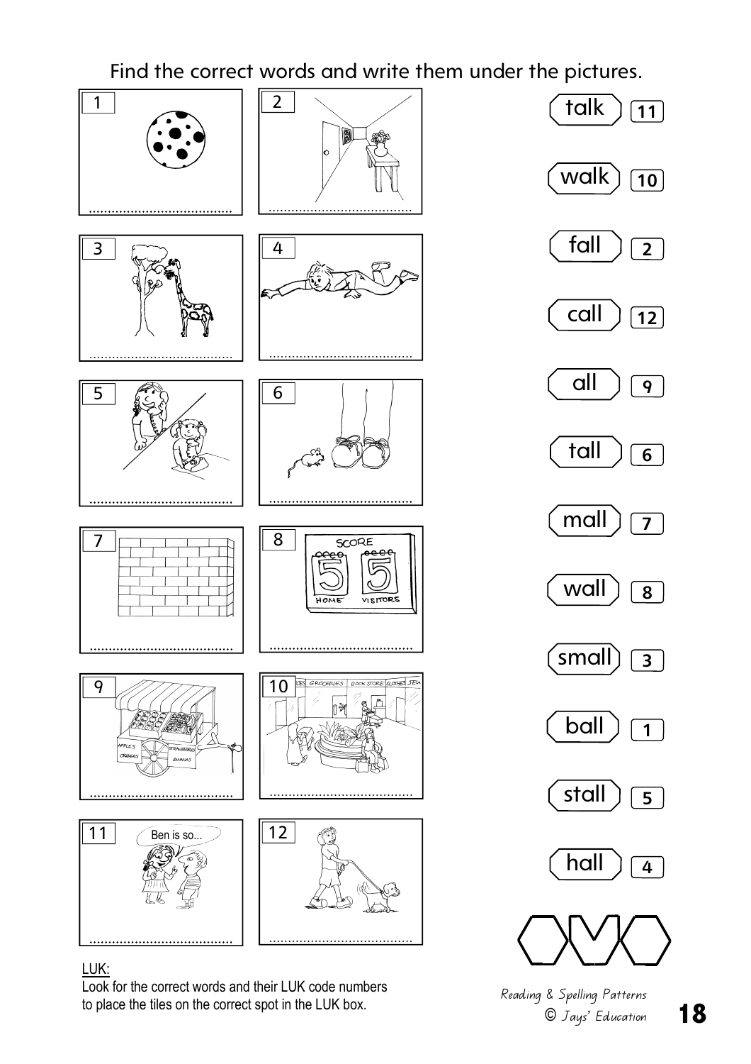Find the correct words and write them under the pictures.

1 ....................................

2 ....................................

3 ....................................

4 ....................................

5 ....................................

6 ....................................

7 ....................................

8 ....................................

9 ....................................

10 ....................................

11 Ben is so... ....................................

12 ....................................

| Word | LUK code |
| --- | --- |
| talk | 11 |
| walk | 10 |
| fall | 2 |
| call | 12 |
| all | 9 |
| tall | 6 |
| mall | 7 |
| wall | 8 |
| small | 3 |
| ball | 1 |
| stall | 5 |
| hall | 4 |

LUK:
Look for the correct words and their LUK code numbers to place the tiles on the correct spot in the LUK box.

*Reading & Spelling Patterns*
*© Jays' Education*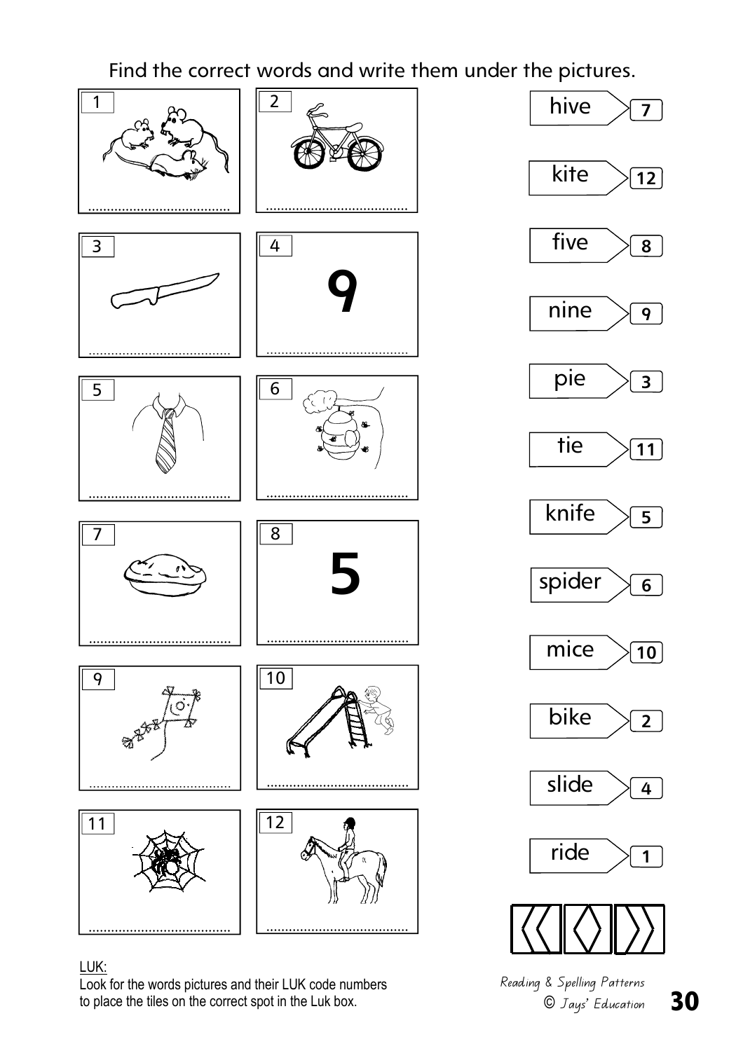Find the correct words and write them under the pictures.

| | |
|---|---|
| 1 ........................ | 2 ........................ |
| 3 ........................ | 4 **9** ........................ |
| 5 ........................ | 6 ........................ |
| 7 ........................ | 8 **5** ........................ |
| 9 ........................ | 10 ........................ |
| 11 ........................ | 12 ........................ |

| Word | LUK code |
|---|---|
| hive | 7 |
| kite | 12 |
| five | 8 |
| nine | 9 |
| pie | 3 |
| tie | 11 |
| knife | 5 |
| spider | 6 |
| mice | 10 |
| bike | 2 |
| slide | 4 |
| ride | 1 |

LUK:
Look for the words pictures and their LUK code numbers to place the tiles on the correct spot in the Luk box.

*Reading & Spelling Patterns*
*© Jays' Education*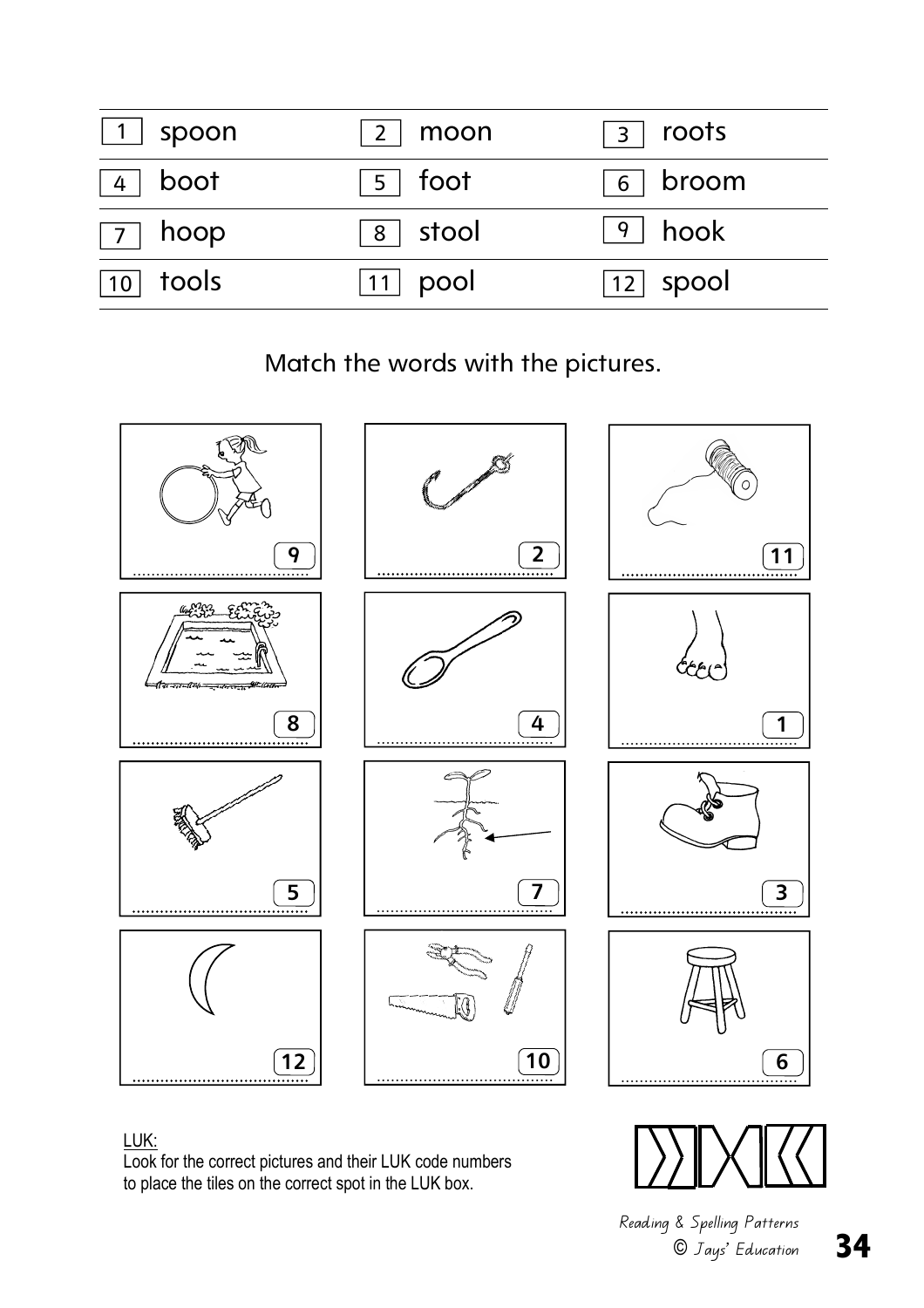| | | |
|---|---|---|
| 1 spoon | 2 moon | 3 roots |
| 4 boot | 5 foot | 6 broom |
| 7 hoop | 8 stool | 9 hook |
| 10 tools | 11 pool | 12 spool |

Match the words with the pictures.

| | | |
|---|---|---|
| 9 | 2 | 11 |
| 8 | 4 | 1 |
| 5 | 7 | 3 |
| 12 | 10 | 6 |

LUK:
Look for the correct pictures and their LUK code numbers to place the tiles on the correct spot in the LUK box.

Reading & Spelling Patterns
© Jays' Education